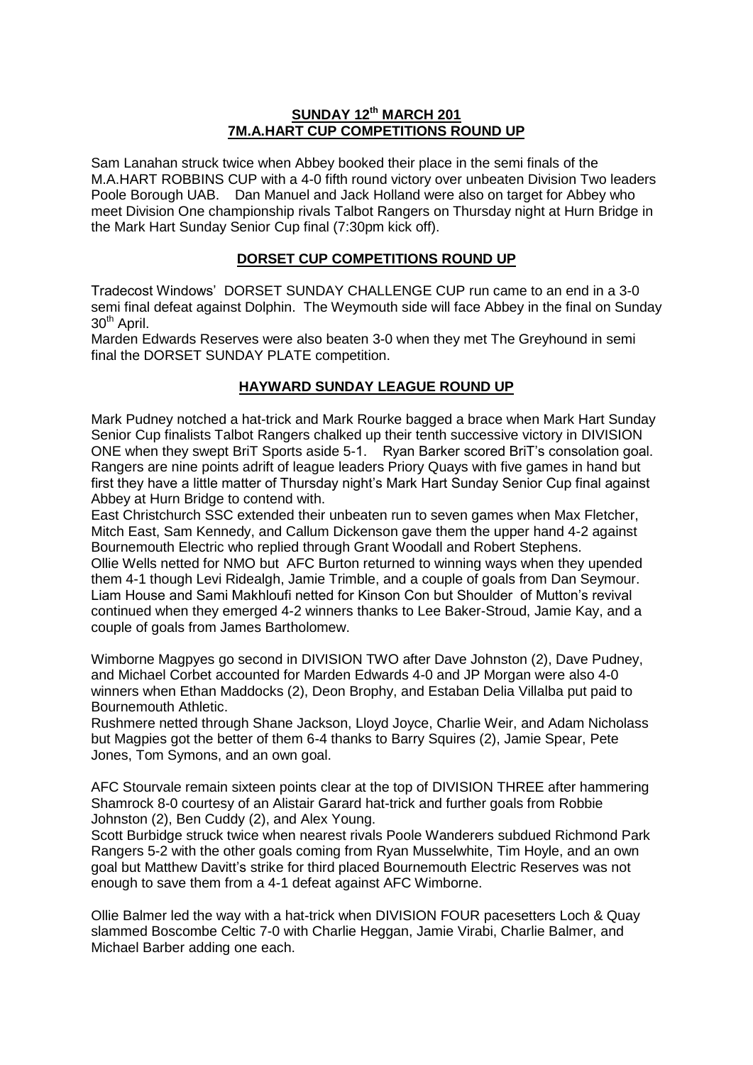## SUNDAY 12th MARCH 201 7M.A.HART CUP COMPETITIONS ROUND UP

Sam Lanahan struck twice when Abbey booked their place in the semi finals of the M.A.HART ROBBINS CUP with a 4-0 fifth round victory over unbeaten Division Two leaders Poole Borough UAB. Dan Manuel and Jack Holland were also on target for Abbey who meet Division One championship rivals Talbot Rangers on Thursday night at Hurn Bridge in the Mark Hart Sunday Senior Cup final (7:30pm kick off).

## DORSET CUP COMPETITIONS ROUND UP

Tradecost Windows' DORSET SUNDAY CHALLENGE CUP run came to an end in a 3-0 semi final defeat against Dolphin. The Weymouth side will face Abbey in the final on Sunday 30th April.

Marden Edwards Reserves were also beaten 3-0 when they met The Greyhound in semi final the DORSET SUNDAY PLATE competition.

## HAYWARD SUNDAY LEAGUE ROUND UP

Mark Pudney notched a hat-trick and Mark Rourke bagged a brace when Mark Hart Sunday Senior Cup finalists Talbot Rangers chalked up their tenth successive victory in DIVISION ONE when they swept BriT Sports aside 5-1. Ryan Barker scored BriT's consolation goal. Rangers are nine points adrift of league leaders Priory Quays with five games in hand but first they have a little matter of Thursday night's Mark Hart Sunday Senior Cup final against Abbey at Hurn Bridge to contend with.

East Christchurch SSC extended their unbeaten run to seven games when Max Fletcher, Mitch East, Sam Kennedy, and Callum Dickenson gave them the upper hand 4-2 against Bournemouth Electric who replied through Grant Woodall and Robert Stephens.

Ollie Wells netted for NMO but AFC Burton returned to winning ways when they upended them 4-1 though Levi Ridealgh, Jamie Trimble, and a couple of goals from Dan Seymour.

Liam House and Sami Makhloufi netted for Kinson Con but Shoulder of Mutton's revival continued when they emerged 4-2 winners thanks to Lee Baker-Stroud, Jamie Kay, and a couple of goals from James Bartholomew.

Wimborne Magpyes go second in DIVISION TWO after Dave Johnston (2), Dave Pudney, and Michael Corbet accounted for Marden Edwards 4-0 and JP Morgan were also 4-0 winners when Ethan Maddocks (2), Deon Brophy, and Estaban Delia Villalba put paid to Bournemouth Athletic.

Rushmere netted through Shane Jackson, Lloyd Joyce, Charlie Weir, and Adam Nicholass but Magpies got the better of them 6-4 thanks to Barry Squires (2), Jamie Spear, Pete Jones, Tom Symons, and an own goal.

AFC Stourvale remain sixteen points clear at the top of DIVISION THREE after hammering Shamrock 8-0 courtesy of an Alistair Garard hat-trick and further goals from Robbie Johnston (2), Ben Cuddy (2), and Alex Young.

Scott Burbidge struck twice when nearest rivals Poole Wanderers subdued Richmond Park Rangers 5-2 with the other goals coming from Ryan Musselwhite, Tim Hoyle, and an own goal but Matthew Davitt's strike for third placed Bournemouth Electric Reserves was not enough to save them from a 4-1 defeat against AFC Wimborne.

Ollie Balmer led the way with a hat-trick when DIVISION FOUR pacesetters Loch & Quay slammed Boscombe Celtic 7-0 with Charlie Heggan, Jamie Virabi, Charlie Balmer, and Michael Barber adding one each.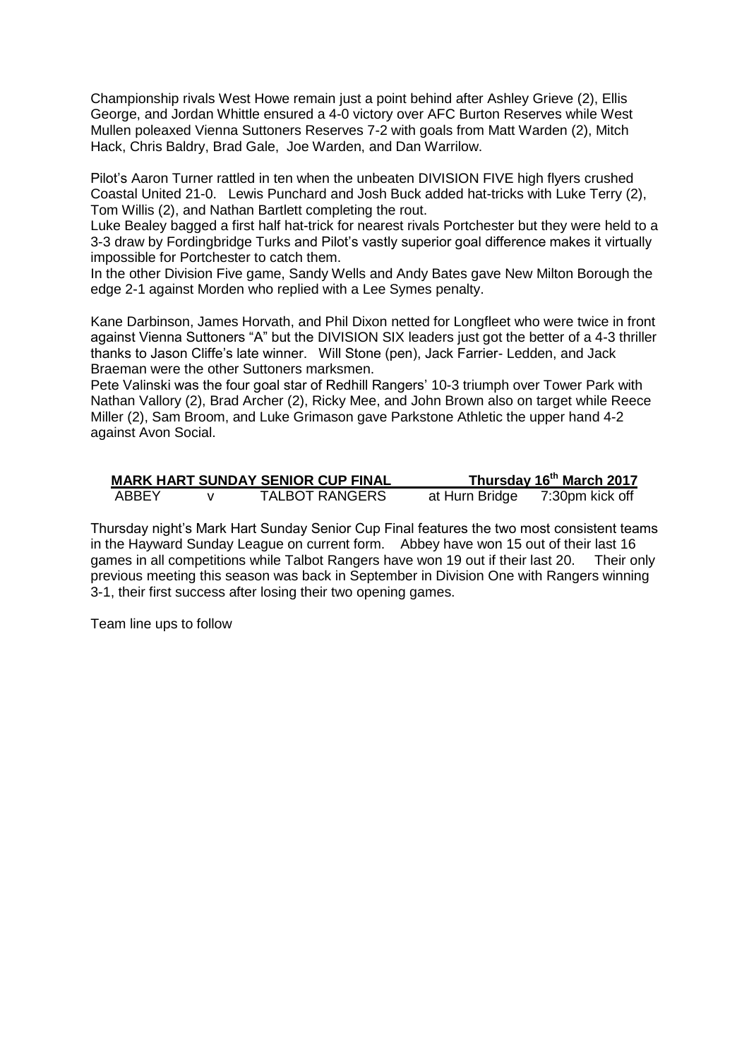Championship rivals West Howe remain just a point behind after Ashley Grieve (2), Ellis George, and Jordan Whittle ensured a 4-0 victory over AFC Burton Reserves while West Mullen poleaxed Vienna Suttoners Reserves 7-2 with goals from Matt Warden (2), Mitch Hack, Chris Baldry, Brad Gale, Joe Warden, and Dan Warrilow.

Pilot's Aaron Turner rattled in ten when the unbeaten DIVISION FIVE high flyers crushed Coastal United 21-0. Lewis Punchard and Josh Buck added hat-tricks with Luke Terry (2), Tom Willis (2), and Nathan Bartlett completing the rout.
Luke Bealey bagged a first half hat-trick for nearest rivals Portchester but they were held to a 3-3 draw by Fordingbridge Turks and Pilot's vastly superior goal difference makes it virtually impossible for Portchester to catch them.
In the other Division Five game, Sandy Wells and Andy Bates gave New Milton Borough the edge 2-1 against Morden who replied with a Lee Symes penalty.

Kane Darbinson, James Horvath, and Phil Dixon netted for Longfleet who were twice in front against Vienna Suttoners "A" but the DIVISION SIX leaders just got the better of a 4-3 thriller thanks to Jason Cliffe's late winner. Will Stone (pen), Jack Farrier- Ledden, and Jack Braeman were the other Suttoners marksmen.
Pete Valinski was the four goal star of Redhill Rangers' 10-3 triumph over Tower Park with Nathan Vallory (2), Brad Archer (2), Ricky Mee, and John Brown also on target while Reece Miller (2), Sam Broom, and Luke Grimason gave Parkstone Athletic the upper hand 4-2 against Avon Social.

| **MARK HART SUNDAY SENIOR CUP FINAL** | | | **Thursday 16th March 2017** | |
|---|---|---|---|---|
| ABBEY | v | TALBOT RANGERS | at Hurn Bridge | 7:30pm kick off |

Thursday night's Mark Hart Sunday Senior Cup Final features the two most consistent teams in the Hayward Sunday League on current form. Abbey have won 15 out of their last 16 games in all competitions while Talbot Rangers have won 19 out if their last 20. Their only previous meeting this season was back in September in Division One with Rangers winning 3-1, their first success after losing their two opening games.

Team line ups to follow